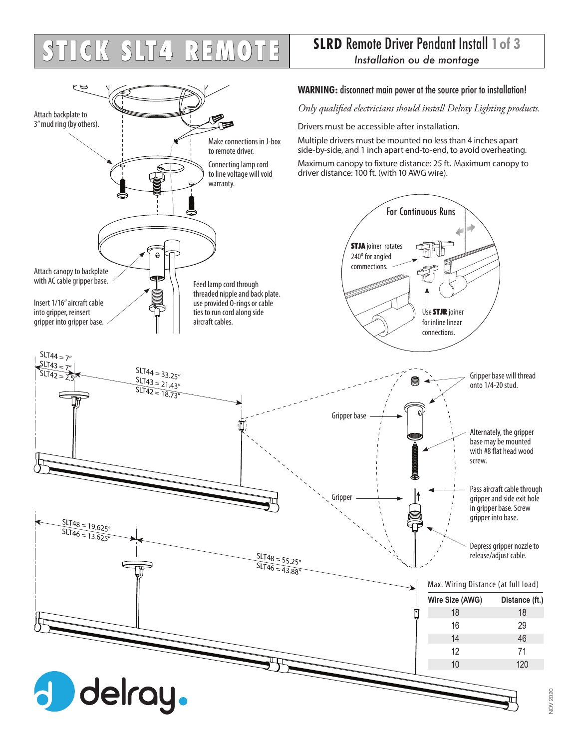# STICK SLT4 REMOTE

## SLRD Remote Driver Pendant Install

*Installation ou de montage*

**WARNING:** disconnect main power at the source prior to installation!

*Only qualified electricians should install Delray Lighting products.*

Drivers must be accessible after installation.

Multiple drivers must be mounted no less than 4 inches apart side-by-side, and 1 inch apart end-to-end, to avoid overheating.

Maximum canopy to fixture distance: 25 ft. Maximum canopy to driver distance: 100 ft. (with 10 AWG wire).

Attach backplate to 3″ mud ring (by others).

Make connections in J-box to remote driver.

Connecting lamp cord to line voltage will void warranty.

Attach canopy to backplate with AC cable gripper base.

Insert 1/16″ aircraft cable into gripper, reinsert gripper into gripper base.

Feed lamp cord through threaded nipple and back plate. use provided O-rings or cable ties to run cord along side aircraft cables.

### For Continuous Runs

**STJA** joiner rotates 240° for angled commections.

Use **STJR** joiner for inline linear connections.

SLT44 = 7″
SLT43 = 7″
SLT42 = 2.5″

SLT44 = 33.25″
SLT43 = 21.43″
SLT42 = 18.73″

SLT48 = 19.625″
SLT46 = 13.625″

SLT48 = 55.25″
SLT46 = 43.88″

Gripper base

Gripper

Gripper base will thread onto 1/4-20 stud.

Alternately, the gripper base may be mounted with #8 flat head wood screw.

Pass aircraft cable through gripper and side exit hole in gripper base. Screw gripper into base.

Depress gripper nozzle to release/adjust cable.

Max. Wiring Distance (at full load)

| Wire Size (AWG) | Distance (ft.) |
|---|---|
| 18 | 18 |
| 16 | 29 |
| 14 | 46 |
| 12 | 71 |
| 10 | 120 |

delray.

NOV 2020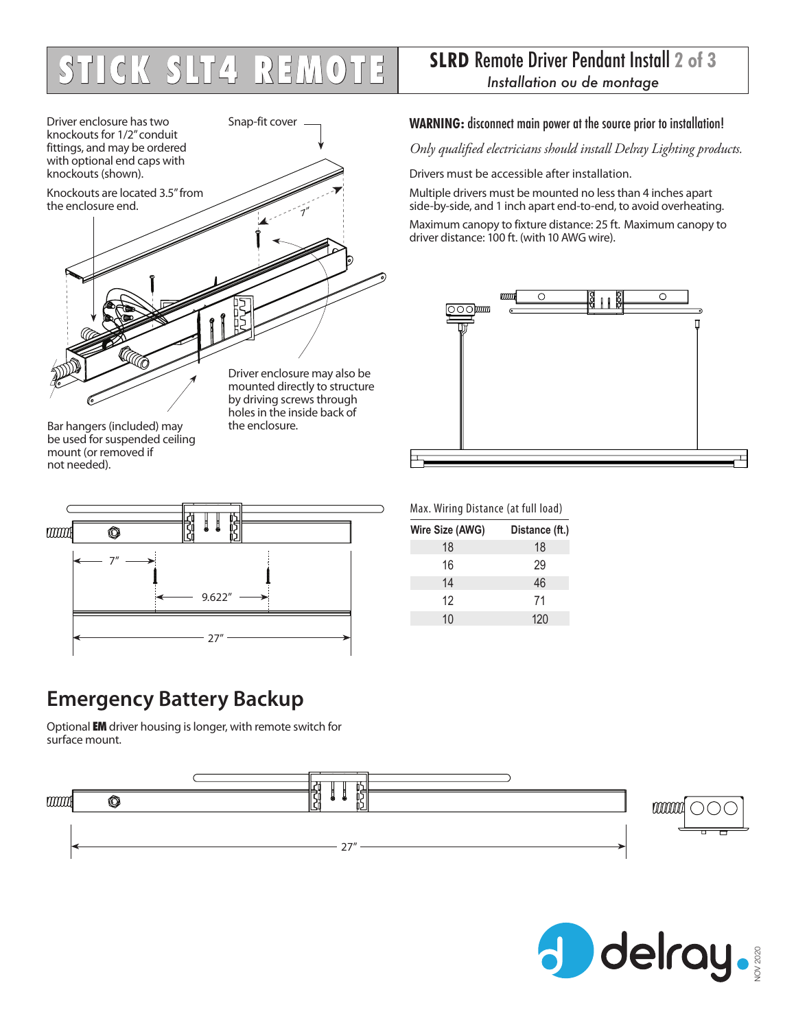# STICK SLT4 REMOTE

## SLRD Remote Driver Pendant Install 2 of 3

*Installation ou de montage*

Driver enclosure has two knockouts for 1/2" conduit fittings, and may be ordered with optional end caps with knockouts (shown).

Knockouts are located 3.5" from the enclosure end.

Snap-fit cover

7"

Driver enclosure may also be mounted directly to structure by driving screws through holes in the inside back of the enclosure.

Bar hangers (included) may be used for suspended ceiling mount (or removed if not needed).

7"

9.622"

27"

**WARNING:** disconnect main power at the source prior to installation!

*Only qualified electricians should install Delray Lighting products.*

Drivers must be accessible after installation.

Multiple drivers must be mounted no less than 4 inches apart side-by-side, and 1 inch apart end-to-end, to avoid overheating.

Maximum canopy to fixture distance: 25 ft. Maximum canopy to driver distance: 100 ft. (with 10 AWG wire).

Max. Wiring Distance (at full load)

| Wire Size (AWG) | Distance (ft.) |
|---|---|
| 18 | 18 |
| 16 | 29 |
| 14 | 46 |
| 12 | 71 |
| 10 | 120 |

## Emergency Battery Backup

Optional **EM** driver housing is longer, with remote switch for surface mount.

27"

delray.

NOV 2020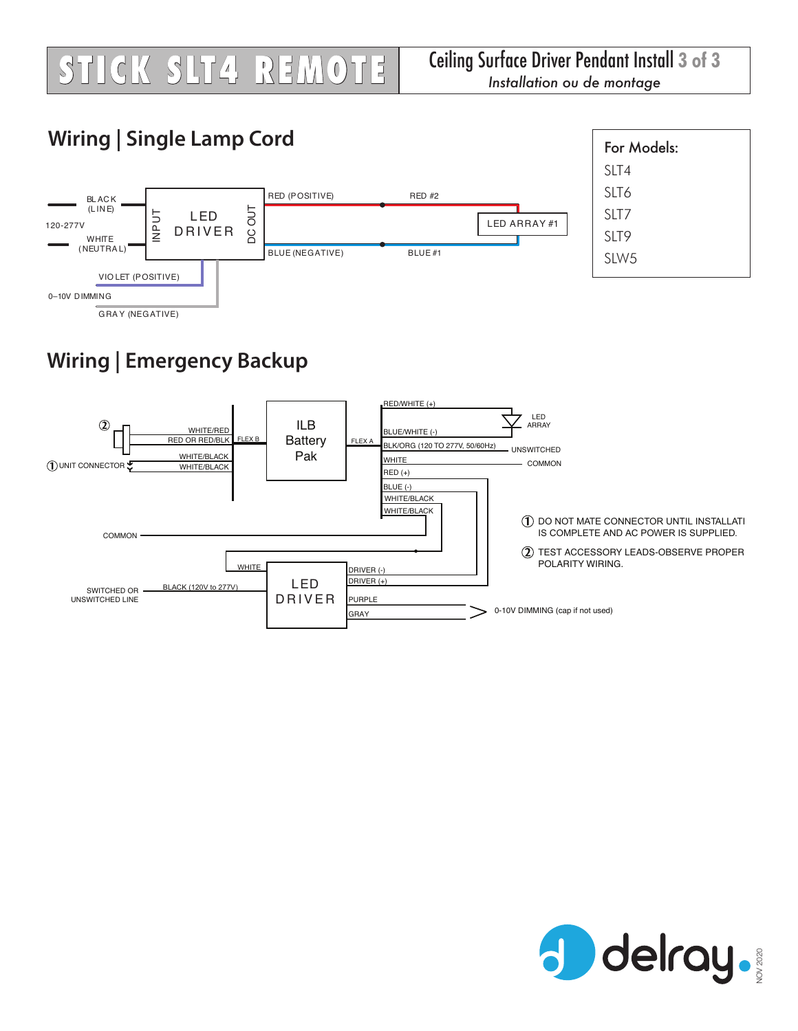# STICK SLT4 REMOTE

Ceiling Surface Driver Pendant Install

*Installation ou de montage*

## Wiring | Single Lamp Cord

BLACK (LINE)

120-277V

WHITE (NEUTRAL)

INPUT

LED DRIVER

DC OUT

RED (POSITIVE)

RED #2

LED ARRAY #1

BLUE (NEGATIVE)

BLUE #1

VIOLET (POSITIVE)

0–10V DIMMING

GRAY (NEGATIVE)

**For Models:**

SLT4

SLT6

SLT7

SLT9

SLW5

## Wiring | Emergency Backup

②

WHITE/RED

RED OR RED/BLK

FLEX B

① UNIT CONNECTOR

WHITE/BLACK

WHITE/BLACK

ILB Battery Pak

FLEX A

RED/WHITE (+)

LED ARRAY

BLUE/WHITE (-)

BLK/ORG (120 TO 277V, 50/60Hz)

UNSWITCHED

WHITE

COMMON

RED (+)

BLUE (-)

WHITE/BLACK

WHITE/BLACK

COMMON

WHITE

SWITCHED OR UNSWITCHED LINE

BLACK (120V to 277V)

LED DRIVER

DRIVER (-)

DRIVER (+)

PURPLE

GRAY

0-10V DIMMING (cap if not used)

① DO NOT MATE CONNECTOR UNTIL INSTALLATI IS COMPLETE AND AC POWER IS SUPPLIED.

② TEST ACCESSORY LEADS-OBSERVE PROPER POLARITY WIRING.

delray

NOV 2020